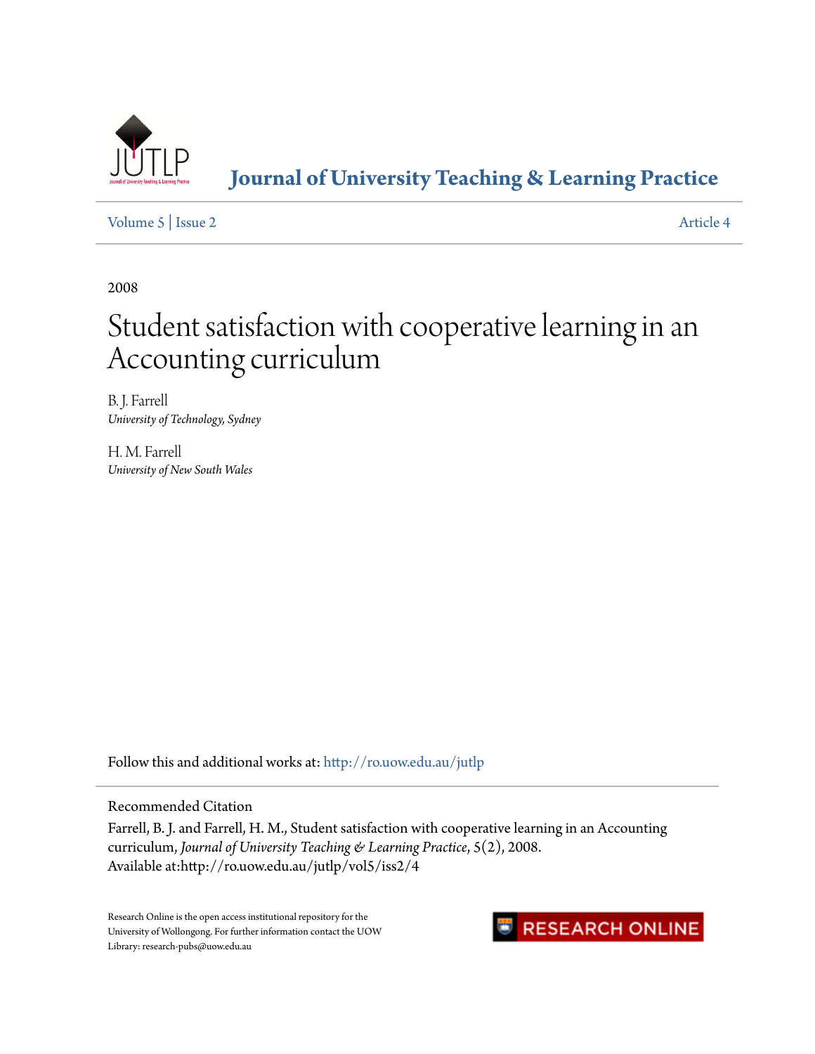# Journal of University Teaching & Learning Practice

Volume 5 | Issue 2 Article 4

2008

# Student satisfaction with cooperative learning in an Accounting curriculum

B. J. Farrell
*University of Technology, Sydney*

H. M. Farrell
*University of New South Wales*

Follow this and additional works at: http://ro.uow.edu.au/jutlp

## Recommended Citation

Farrell, B. J. and Farrell, H. M., Student satisfaction with cooperative learning in an Accounting curriculum, *Journal of University Teaching & Learning Practice*, 5(2), 2008.
Available at:http://ro.uow.edu.au/jutlp/vol5/iss2/4

Research Online is the open access institutional repository for the University of Wollongong. For further information contact the UOW Library: research-pubs@uow.edu.au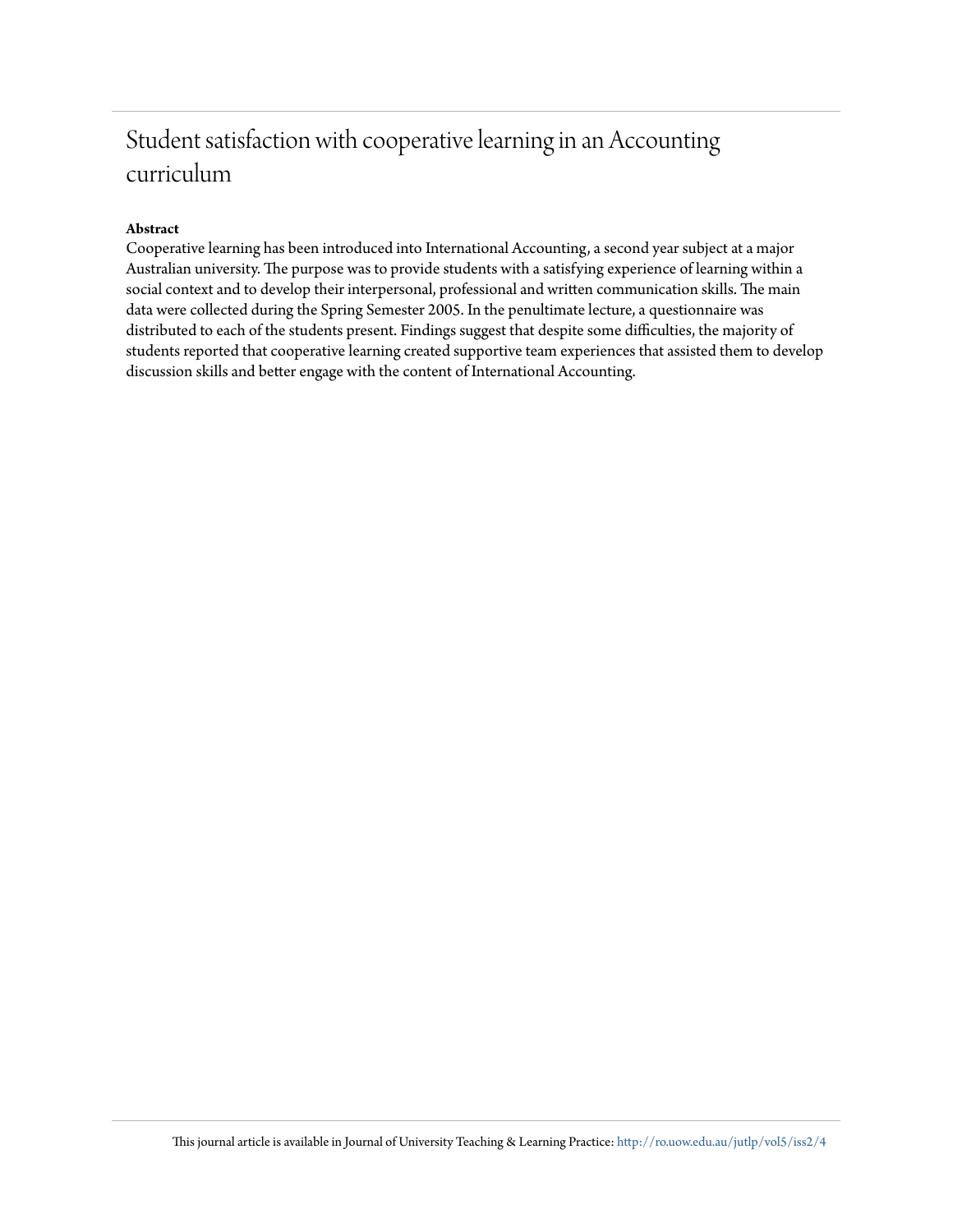# Student satisfaction with cooperative learning in an Accounting curriculum

**Abstract**

Cooperative learning has been introduced into International Accounting, a second year subject at a major Australian university. The purpose was to provide students with a satisfying experience of learning within a social context and to develop their interpersonal, professional and written communication skills. The main data were collected during the Spring Semester 2005. In the penultimate lecture, a questionnaire was distributed to each of the students present. Findings suggest that despite some difficulties, the majority of students reported that cooperative learning created supportive team experiences that assisted them to develop discussion skills and better engage with the content of International Accounting.

This journal article is available in Journal of University Teaching & Learning Practice: http://ro.uow.edu.au/jutlp/vol5/iss2/4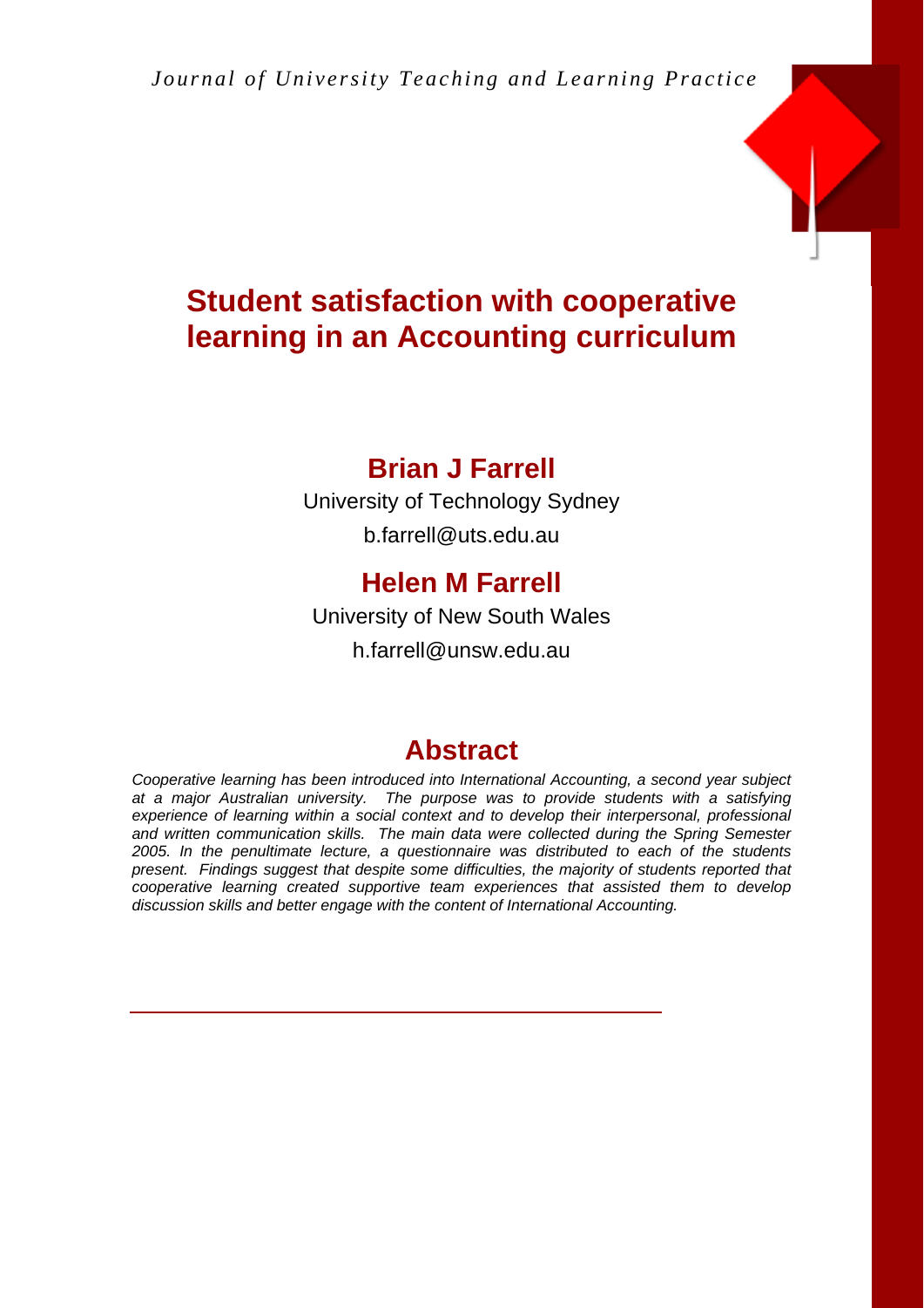# Student satisfaction with cooperative learning in an Accounting curriculum

## Brian J Farrell

University of Technology Sydney

b.farrell@uts.edu.au

## Helen M Farrell

University of New South Wales

h.farrell@unsw.edu.au

## Abstract

*Cooperative learning has been introduced into International Accounting, a second year subject at a major Australian university. The purpose was to provide students with a satisfying experience of learning within a social context and to develop their interpersonal, professional and written communication skills. The main data were collected during the Spring Semester 2005. In the penultimate lecture, a questionnaire was distributed to each of the students present. Findings suggest that despite some difficulties, the majority of students reported that cooperative learning created supportive team experiences that assisted them to develop discussion skills and better engage with the content of International Accounting.*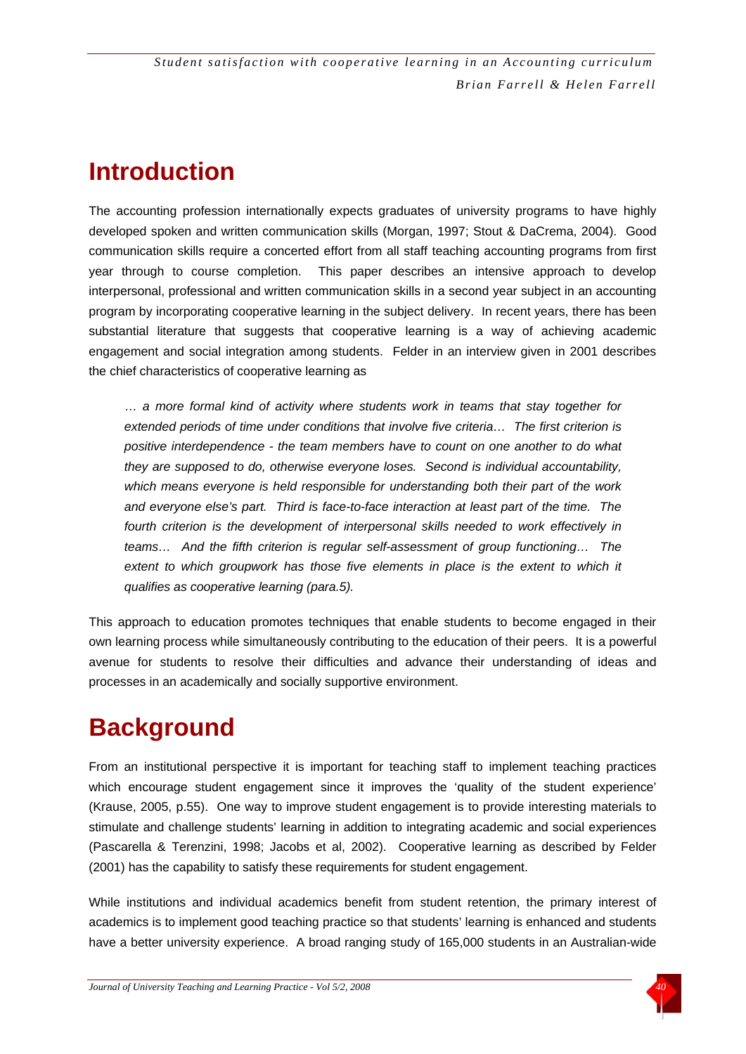# Introduction

The accounting profession internationally expects graduates of university programs to have highly developed spoken and written communication skills (Morgan, 1997; Stout & DaCrema, 2004). Good communication skills require a concerted effort from all staff teaching accounting programs from first year through to course completion. This paper describes an intensive approach to develop interpersonal, professional and written communication skills in a second year subject in an accounting program by incorporating cooperative learning in the subject delivery. In recent years, there has been substantial literature that suggests that cooperative learning is a way of achieving academic engagement and social integration among students. Felder in an interview given in 2001 describes the chief characteristics of cooperative learning as

> *… a more formal kind of activity where students work in teams that stay together for extended periods of time under conditions that involve five criteria… The first criterion is positive interdependence - the team members have to count on one another to do what they are supposed to do, otherwise everyone loses. Second is individual accountability, which means everyone is held responsible for understanding both their part of the work and everyone else's part. Third is face-to-face interaction at least part of the time. The fourth criterion is the development of interpersonal skills needed to work effectively in teams… And the fifth criterion is regular self-assessment of group functioning… The extent to which groupwork has those five elements in place is the extent to which it qualifies as cooperative learning (para.5).*

This approach to education promotes techniques that enable students to become engaged in their own learning process while simultaneously contributing to the education of their peers. It is a powerful avenue for students to resolve their difficulties and advance their understanding of ideas and processes in an academically and socially supportive environment.

# Background

From an institutional perspective it is important for teaching staff to implement teaching practices which encourage student engagement since it improves the 'quality of the student experience' (Krause, 2005, p.55). One way to improve student engagement is to provide interesting materials to stimulate and challenge students' learning in addition to integrating academic and social experiences (Pascarella & Terenzini, 1998; Jacobs et al, 2002). Cooperative learning as described by Felder (2001) has the capability to satisfy these requirements for student engagement.

While institutions and individual academics benefit from student retention, the primary interest of academics is to implement good teaching practice so that students' learning is enhanced and students have a better university experience. A broad ranging study of 165,000 students in an Australian-wide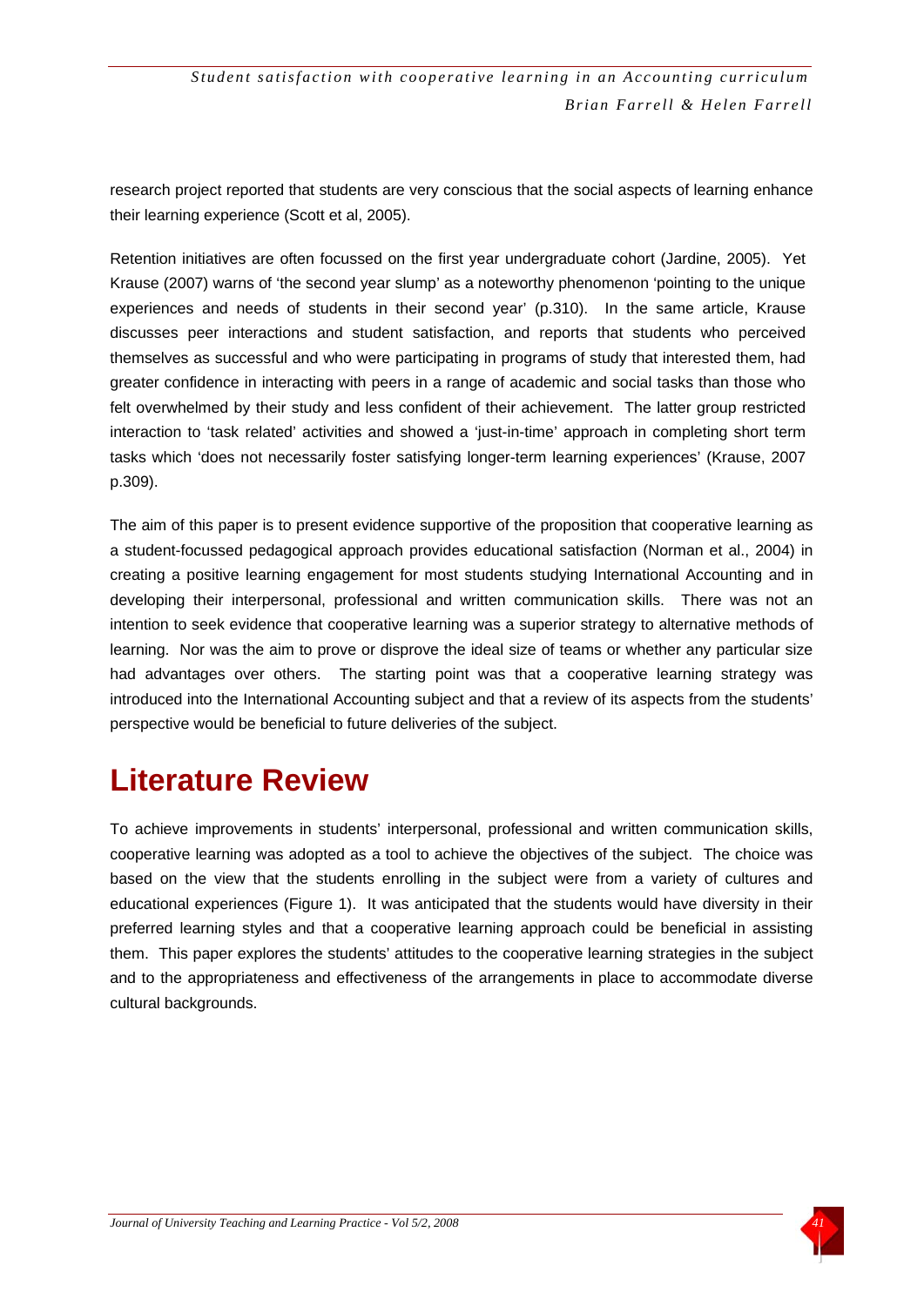research project reported that students are very conscious that the social aspects of learning enhance their learning experience (Scott et al, 2005).

Retention initiatives are often focussed on the first year undergraduate cohort (Jardine, 2005). Yet Krause (2007) warns of 'the second year slump' as a noteworthy phenomenon 'pointing to the unique experiences and needs of students in their second year' (p.310). In the same article, Krause discusses peer interactions and student satisfaction, and reports that students who perceived themselves as successful and who were participating in programs of study that interested them, had greater confidence in interacting with peers in a range of academic and social tasks than those who felt overwhelmed by their study and less confident of their achievement. The latter group restricted interaction to 'task related' activities and showed a 'just-in-time' approach in completing short term tasks which 'does not necessarily foster satisfying longer-term learning experiences' (Krause, 2007 p.309).

The aim of this paper is to present evidence supportive of the proposition that cooperative learning as a student-focussed pedagogical approach provides educational satisfaction (Norman et al., 2004) in creating a positive learning engagement for most students studying International Accounting and in developing their interpersonal, professional and written communication skills. There was not an intention to seek evidence that cooperative learning was a superior strategy to alternative methods of learning. Nor was the aim to prove or disprove the ideal size of teams or whether any particular size had advantages over others. The starting point was that a cooperative learning strategy was introduced into the International Accounting subject and that a review of its aspects from the students' perspective would be beneficial to future deliveries of the subject.

# Literature Review

To achieve improvements in students' interpersonal, professional and written communication skills, cooperative learning was adopted as a tool to achieve the objectives of the subject. The choice was based on the view that the students enrolling in the subject were from a variety of cultures and educational experiences (Figure 1). It was anticipated that the students would have diversity in their preferred learning styles and that a cooperative learning approach could be beneficial in assisting them. This paper explores the students' attitudes to the cooperative learning strategies in the subject and to the appropriateness and effectiveness of the arrangements in place to accommodate diverse cultural backgrounds.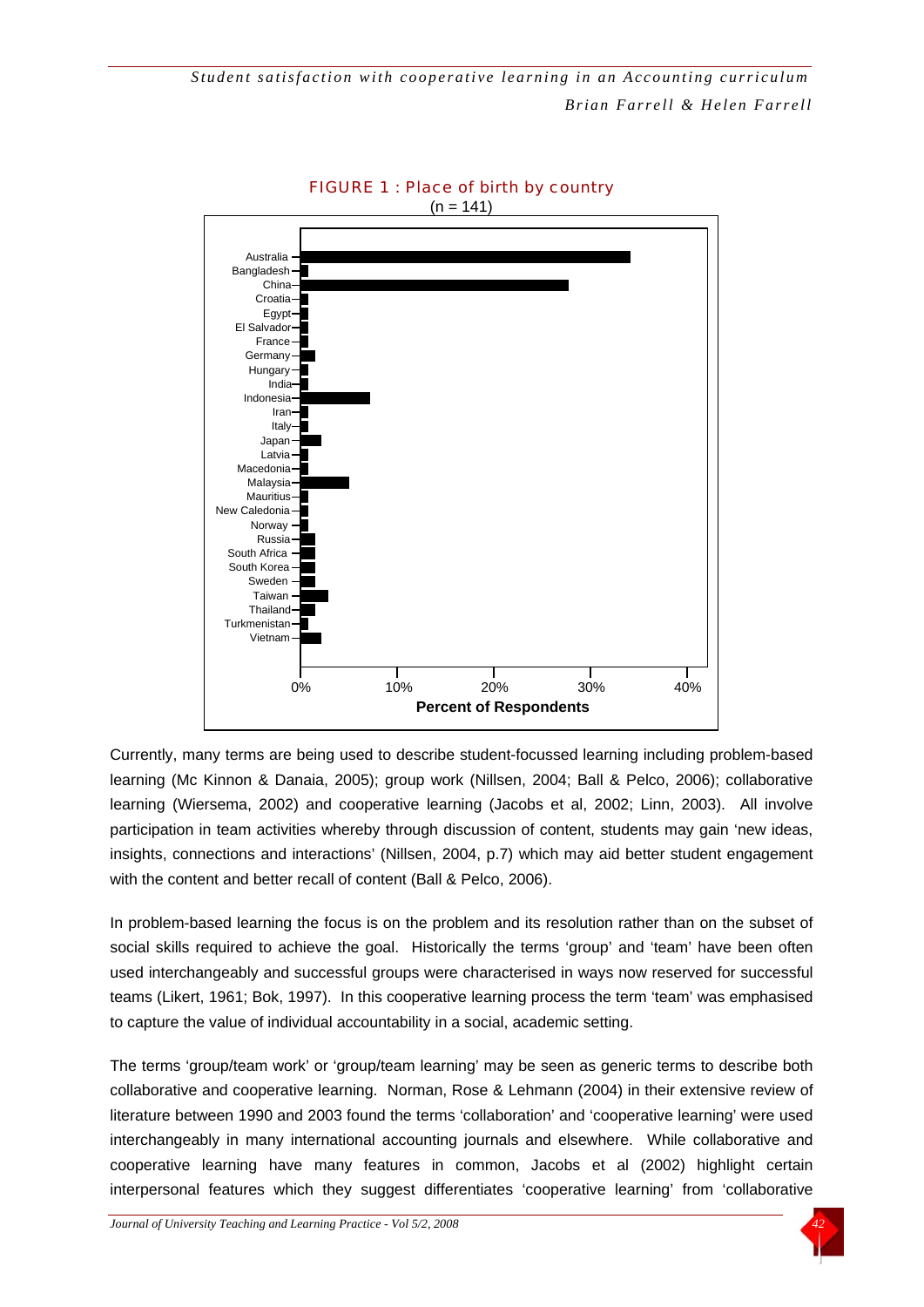FIGURE 1 : Place of birth by country

(n = 141)

Currently, many terms are being used to describe student-focussed learning including problem-based learning (Mc Kinnon & Danaia, 2005); group work (Nillsen, 2004; Ball & Pelco, 2006); collaborative learning (Wiersema, 2002) and cooperative learning (Jacobs et al, 2002; Linn, 2003). All involve participation in team activities whereby through discussion of content, students may gain 'new ideas, insights, connections and interactions' (Nillsen, 2004, p.7) which may aid better student engagement with the content and better recall of content (Ball & Pelco, 2006).

In problem-based learning the focus is on the problem and its resolution rather than on the subset of social skills required to achieve the goal. Historically the terms 'group' and 'team' have been often used interchangeably and successful groups were characterised in ways now reserved for successful teams (Likert, 1961; Bok, 1997). In this cooperative learning process the term 'team' was emphasised to capture the value of individual accountability in a social, academic setting.

The terms 'group/team work' or 'group/team learning' may be seen as generic terms to describe both collaborative and cooperative learning. Norman, Rose & Lehmann (2004) in their extensive review of literature between 1990 and 2003 found the terms 'collaboration' and 'cooperative learning' were used interchangeably in many international accounting journals and elsewhere. While collaborative and cooperative learning have many features in common, Jacobs et al (2002) highlight certain interpersonal features which they suggest differentiates 'cooperative learning' from 'collaborative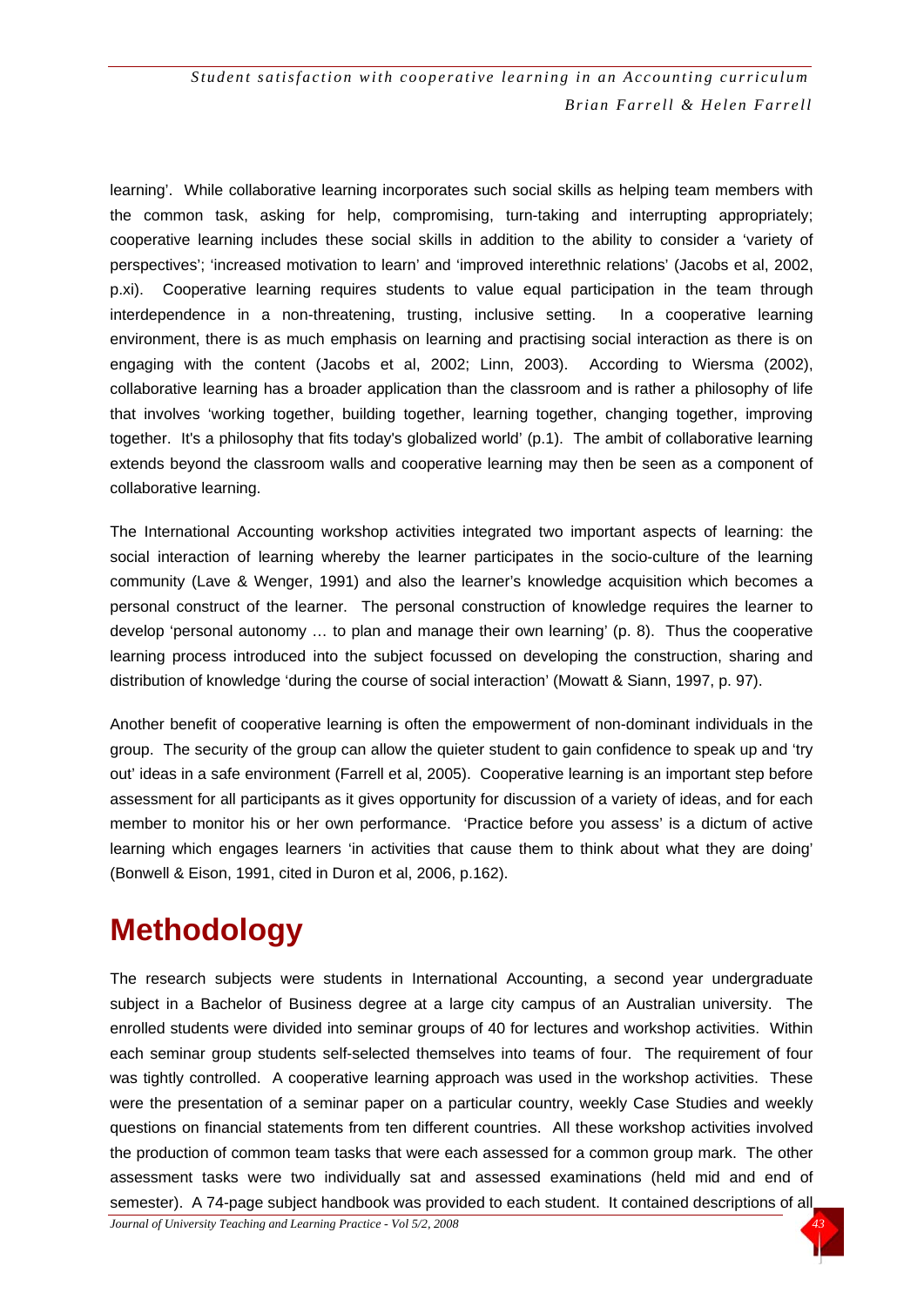learning'. While collaborative learning incorporates such social skills as helping team members with the common task, asking for help, compromising, turn-taking and interrupting appropriately; cooperative learning includes these social skills in addition to the ability to consider a 'variety of perspectives'; 'increased motivation to learn' and 'improved interethnic relations' (Jacobs et al, 2002, p.xi). Cooperative learning requires students to value equal participation in the team through interdependence in a non-threatening, trusting, inclusive setting. In a cooperative learning environment, there is as much emphasis on learning and practising social interaction as there is on engaging with the content (Jacobs et al, 2002; Linn, 2003). According to Wiersma (2002), collaborative learning has a broader application than the classroom and is rather a philosophy of life that involves 'working together, building together, learning together, changing together, improving together. It's a philosophy that fits today's globalized world' (p.1). The ambit of collaborative learning extends beyond the classroom walls and cooperative learning may then be seen as a component of collaborative learning.

The International Accounting workshop activities integrated two important aspects of learning: the social interaction of learning whereby the learner participates in the socio-culture of the learning community (Lave & Wenger, 1991) and also the learner's knowledge acquisition which becomes a personal construct of the learner. The personal construction of knowledge requires the learner to develop 'personal autonomy … to plan and manage their own learning' (p. 8). Thus the cooperative learning process introduced into the subject focussed on developing the construction, sharing and distribution of knowledge 'during the course of social interaction' (Mowatt & Siann, 1997, p. 97).

Another benefit of cooperative learning is often the empowerment of non-dominant individuals in the group. The security of the group can allow the quieter student to gain confidence to speak up and 'try out' ideas in a safe environment (Farrell et al, 2005). Cooperative learning is an important step before assessment for all participants as it gives opportunity for discussion of a variety of ideas, and for each member to monitor his or her own performance. 'Practice before you assess' is a dictum of active learning which engages learners 'in activities that cause them to think about what they are doing' (Bonwell & Eison, 1991, cited in Duron et al, 2006, p.162).

# Methodology

The research subjects were students in International Accounting, a second year undergraduate subject in a Bachelor of Business degree at a large city campus of an Australian university. The enrolled students were divided into seminar groups of 40 for lectures and workshop activities. Within each seminar group students self-selected themselves into teams of four. The requirement of four was tightly controlled. A cooperative learning approach was used in the workshop activities. These were the presentation of a seminar paper on a particular country, weekly Case Studies and weekly questions on financial statements from ten different countries. All these workshop activities involved the production of common team tasks that were each assessed for a common group mark. The other assessment tasks were two individually sat and assessed examinations (held mid and end of semester). A 74-page subject handbook was provided to each student. It contained descriptions of all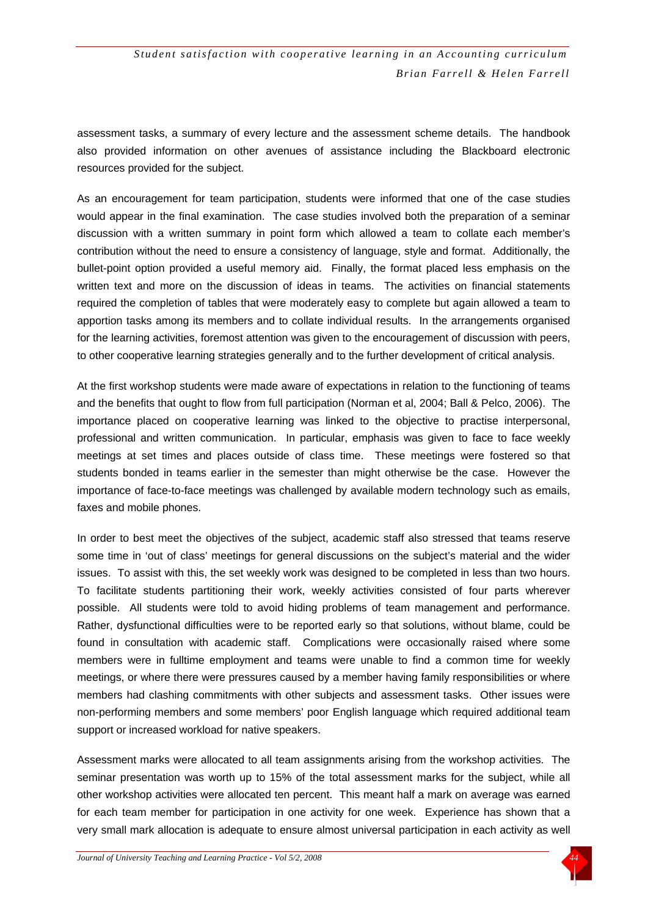assessment tasks, a summary of every lecture and the assessment scheme details. The handbook also provided information on other avenues of assistance including the Blackboard electronic resources provided for the subject.

As an encouragement for team participation, students were informed that one of the case studies would appear in the final examination. The case studies involved both the preparation of a seminar discussion with a written summary in point form which allowed a team to collate each member's contribution without the need to ensure a consistency of language, style and format. Additionally, the bullet-point option provided a useful memory aid. Finally, the format placed less emphasis on the written text and more on the discussion of ideas in teams. The activities on financial statements required the completion of tables that were moderately easy to complete but again allowed a team to apportion tasks among its members and to collate individual results. In the arrangements organised for the learning activities, foremost attention was given to the encouragement of discussion with peers, to other cooperative learning strategies generally and to the further development of critical analysis.

At the first workshop students were made aware of expectations in relation to the functioning of teams and the benefits that ought to flow from full participation (Norman et al, 2004; Ball & Pelco, 2006). The importance placed on cooperative learning was linked to the objective to practise interpersonal, professional and written communication. In particular, emphasis was given to face to face weekly meetings at set times and places outside of class time. These meetings were fostered so that students bonded in teams earlier in the semester than might otherwise be the case. However the importance of face-to-face meetings was challenged by available modern technology such as emails, faxes and mobile phones.

In order to best meet the objectives of the subject, academic staff also stressed that teams reserve some time in 'out of class' meetings for general discussions on the subject's material and the wider issues. To assist with this, the set weekly work was designed to be completed in less than two hours. To facilitate students partitioning their work, weekly activities consisted of four parts wherever possible. All students were told to avoid hiding problems of team management and performance. Rather, dysfunctional difficulties were to be reported early so that solutions, without blame, could be found in consultation with academic staff. Complications were occasionally raised where some members were in fulltime employment and teams were unable to find a common time for weekly meetings, or where there were pressures caused by a member having family responsibilities or where members had clashing commitments with other subjects and assessment tasks. Other issues were non-performing members and some members' poor English language which required additional team support or increased workload for native speakers.

Assessment marks were allocated to all team assignments arising from the workshop activities. The seminar presentation was worth up to 15% of the total assessment marks for the subject, while all other workshop activities were allocated ten percent. This meant half a mark on average was earned for each team member for participation in one activity for one week. Experience has shown that a very small mark allocation is adequate to ensure almost universal participation in each activity as well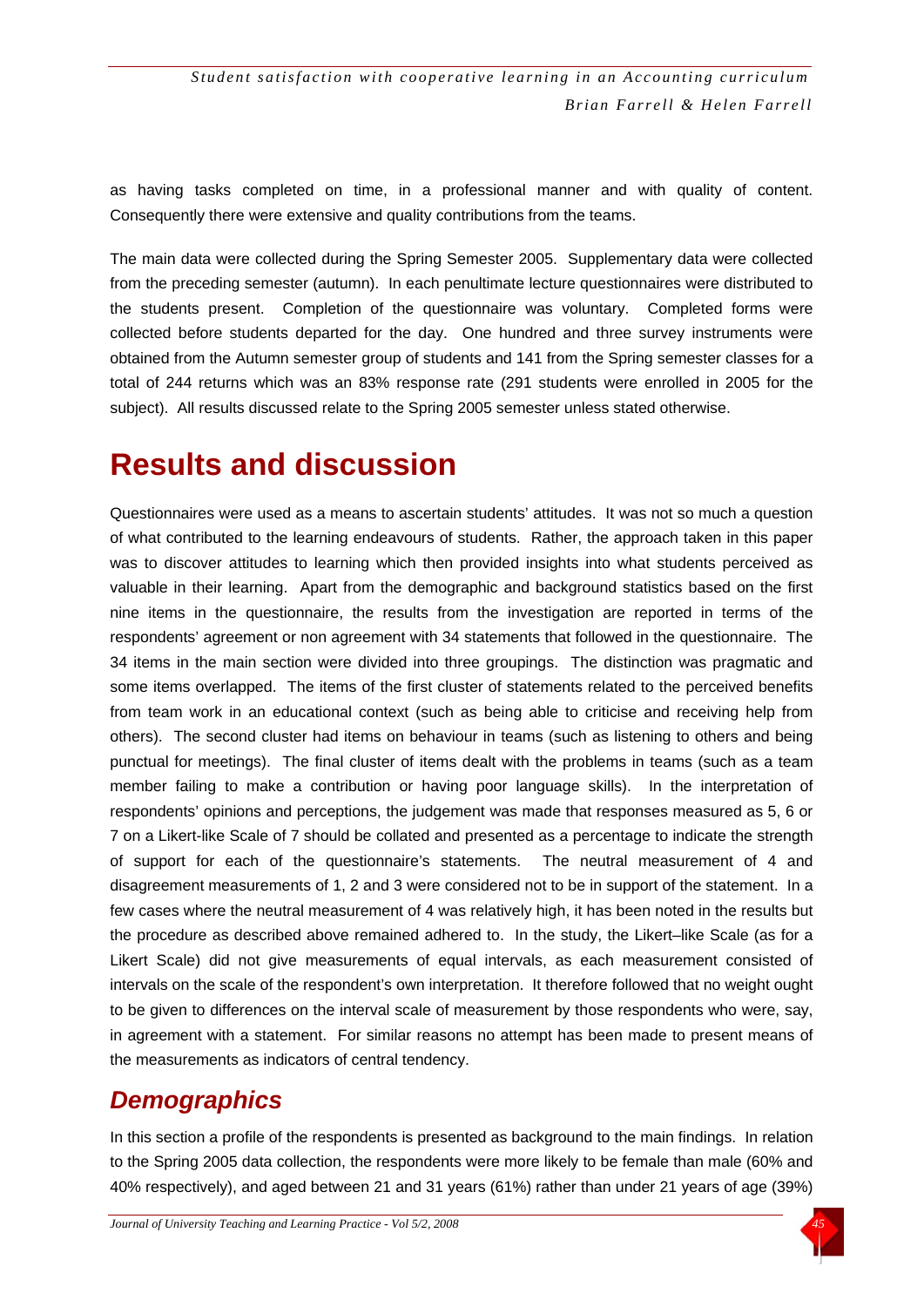as having tasks completed on time, in a professional manner and with quality of content. Consequently there were extensive and quality contributions from the teams.

The main data were collected during the Spring Semester 2005. Supplementary data were collected from the preceding semester (autumn). In each penultimate lecture questionnaires were distributed to the students present. Completion of the questionnaire was voluntary. Completed forms were collected before students departed for the day. One hundred and three survey instruments were obtained from the Autumn semester group of students and 141 from the Spring semester classes for a total of 244 returns which was an 83% response rate (291 students were enrolled in 2005 for the subject). All results discussed relate to the Spring 2005 semester unless stated otherwise.

# Results and discussion

Questionnaires were used as a means to ascertain students' attitudes. It was not so much a question of what contributed to the learning endeavours of students. Rather, the approach taken in this paper was to discover attitudes to learning which then provided insights into what students perceived as valuable in their learning. Apart from the demographic and background statistics based on the first nine items in the questionnaire, the results from the investigation are reported in terms of the respondents' agreement or non agreement with 34 statements that followed in the questionnaire. The 34 items in the main section were divided into three groupings. The distinction was pragmatic and some items overlapped. The items of the first cluster of statements related to the perceived benefits from team work in an educational context (such as being able to criticise and receiving help from others). The second cluster had items on behaviour in teams (such as listening to others and being punctual for meetings). The final cluster of items dealt with the problems in teams (such as a team member failing to make a contribution or having poor language skills). In the interpretation of respondents' opinions and perceptions, the judgement was made that responses measured as 5, 6 or 7 on a Likert-like Scale of 7 should be collated and presented as a percentage to indicate the strength of support for each of the questionnaire's statements. The neutral measurement of 4 and disagreement measurements of 1, 2 and 3 were considered not to be in support of the statement. In a few cases where the neutral measurement of 4 was relatively high, it has been noted in the results but the procedure as described above remained adhered to. In the study, the Likert–like Scale (as for a Likert Scale) did not give measurements of equal intervals, as each measurement consisted of intervals on the scale of the respondent's own interpretation. It therefore followed that no weight ought to be given to differences on the interval scale of measurement by those respondents who were, say, in agreement with a statement. For similar reasons no attempt has been made to present means of the measurements as indicators of central tendency.

## *Demographics*

In this section a profile of the respondents is presented as background to the main findings. In relation to the Spring 2005 data collection, the respondents were more likely to be female than male (60% and 40% respectively), and aged between 21 and 31 years (61%) rather than under 21 years of age (39%)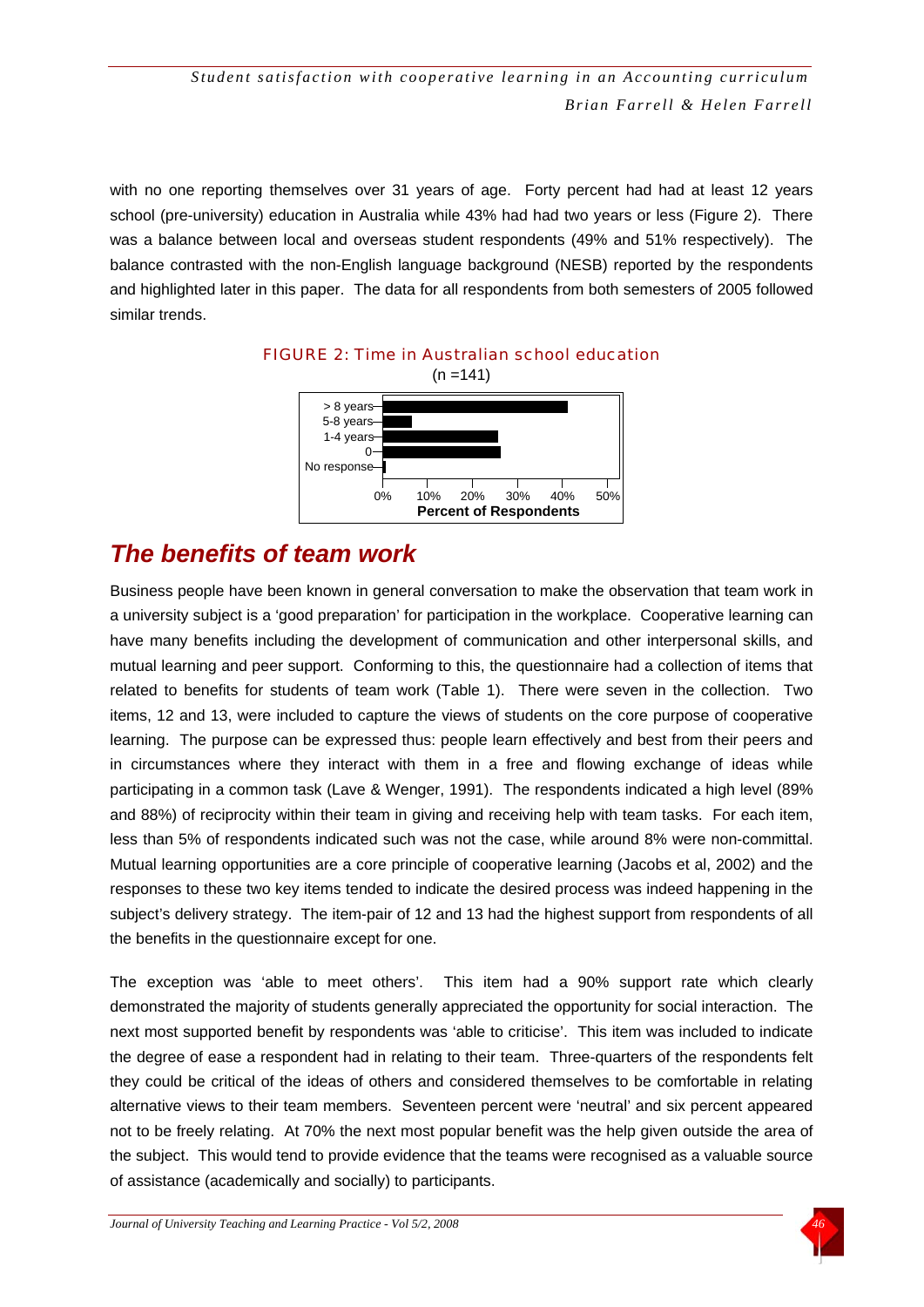with no one reporting themselves over 31 years of age. Forty percent had had at least 12 years school (pre-university) education in Australia while 43% had had two years or less (Figure 2). There was a balance between local and overseas student respondents (49% and 51% respectively). The balance contrasted with the non-English language background (NESB) reported by the respondents and highlighted later in this paper. The data for all respondents from both semesters of 2005 followed similar trends.

FIGURE 2: Time in Australian school education

(n =141)

## *The benefits of team work*

Business people have been known in general conversation to make the observation that team work in a university subject is a 'good preparation' for participation in the workplace. Cooperative learning can have many benefits including the development of communication and other interpersonal skills, and mutual learning and peer support. Conforming to this, the questionnaire had a collection of items that related to benefits for students of team work (Table 1). There were seven in the collection. Two items, 12 and 13, were included to capture the views of students on the core purpose of cooperative learning. The purpose can be expressed thus: people learn effectively and best from their peers and in circumstances where they interact with them in a free and flowing exchange of ideas while participating in a common task (Lave & Wenger, 1991). The respondents indicated a high level (89% and 88%) of reciprocity within their team in giving and receiving help with team tasks. For each item, less than 5% of respondents indicated such was not the case, while around 8% were non-committal. Mutual learning opportunities are a core principle of cooperative learning (Jacobs et al, 2002) and the responses to these two key items tended to indicate the desired process was indeed happening in the subject's delivery strategy. The item-pair of 12 and 13 had the highest support from respondents of all the benefits in the questionnaire except for one.

The exception was 'able to meet others'. This item had a 90% support rate which clearly demonstrated the majority of students generally appreciated the opportunity for social interaction. The next most supported benefit by respondents was 'able to criticise'. This item was included to indicate the degree of ease a respondent had in relating to their team. Three-quarters of the respondents felt they could be critical of the ideas of others and considered themselves to be comfortable in relating alternative views to their team members. Seventeen percent were 'neutral' and six percent appeared not to be freely relating. At 70% the next most popular benefit was the help given outside the area of the subject. This would tend to provide evidence that the teams were recognised as a valuable source of assistance (academically and socially) to participants.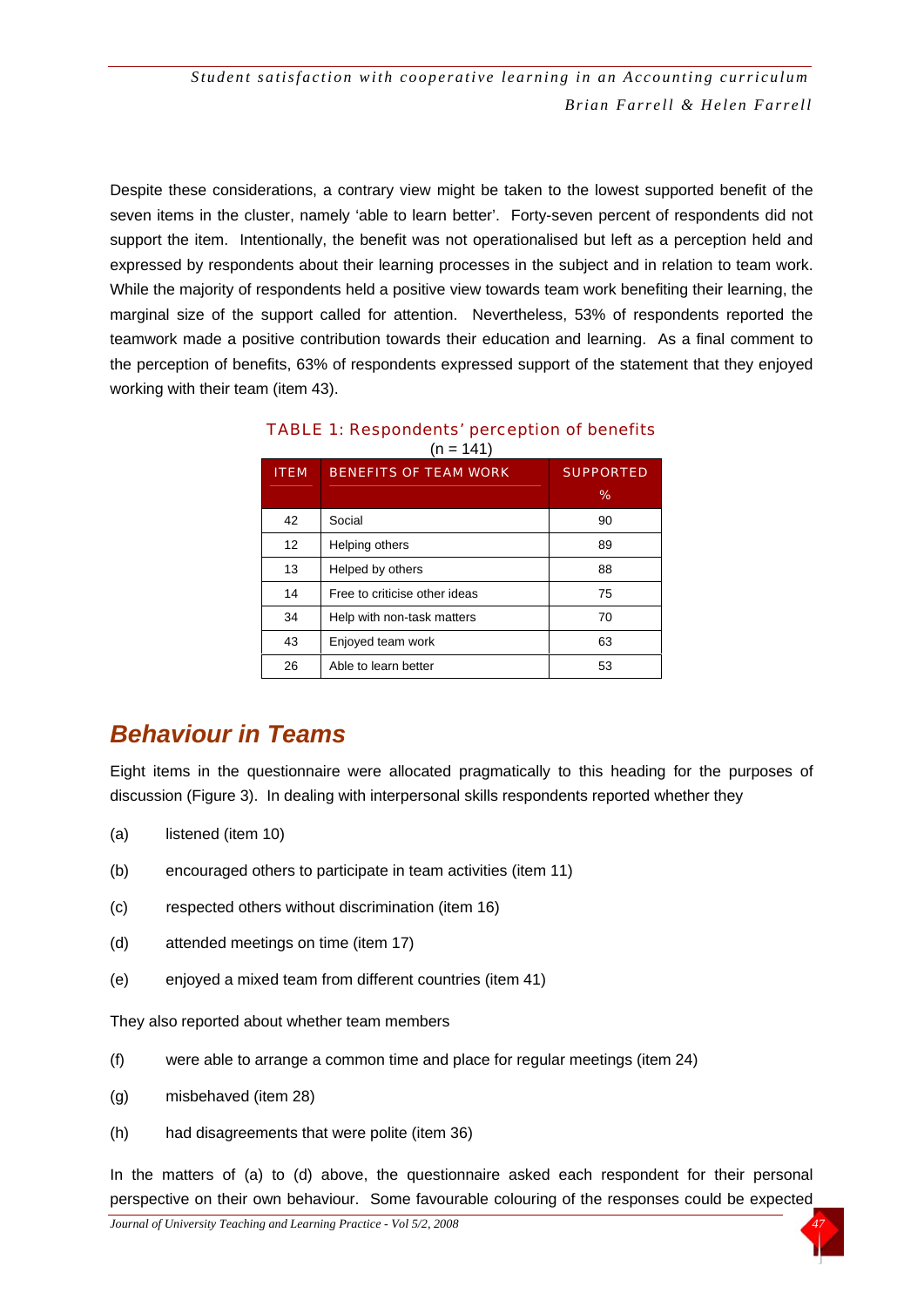Despite these considerations, a contrary view might be taken to the lowest supported benefit of the seven items in the cluster, namely 'able to learn better'. Forty-seven percent of respondents did not support the item. Intentionally, the benefit was not operationalised but left as a perception held and expressed by respondents about their learning processes in the subject and in relation to team work. While the majority of respondents held a positive view towards team work benefiting their learning, the marginal size of the support called for attention. Nevertheless, 53% of respondents reported the teamwork made a positive contribution towards their education and learning. As a final comment to the perception of benefits, 63% of respondents expressed support of the statement that they enjoyed working with their team (item 43).

TABLE 1: Respondents' perception of benefits (n = 141)

| ITEM | BENEFITS OF TEAM WORK | SUPPORTED % |
|---|---|---|
| 42 | Social | 90 |
| 12 | Helping others | 89 |
| 13 | Helped by others | 88 |
| 14 | Free to criticise other ideas | 75 |
| 34 | Help with non-task matters | 70 |
| 43 | Enjoyed team work | 63 |
| 26 | Able to learn better | 53 |

## *Behaviour in Teams*

Eight items in the questionnaire were allocated pragmatically to this heading for the purposes of discussion (Figure 3). In dealing with interpersonal skills respondents reported whether they

(a) listened (item 10)

(b) encouraged others to participate in team activities (item 11)

(c) respected others without discrimination (item 16)

(d) attended meetings on time (item 17)

(e) enjoyed a mixed team from different countries (item 41)

They also reported about whether team members

(f) were able to arrange a common time and place for regular meetings (item 24)

(g) misbehaved (item 28)

(h) had disagreements that were polite (item 36)

In the matters of (a) to (d) above, the questionnaire asked each respondent for their personal perspective on their own behaviour. Some favourable colouring of the responses could be expected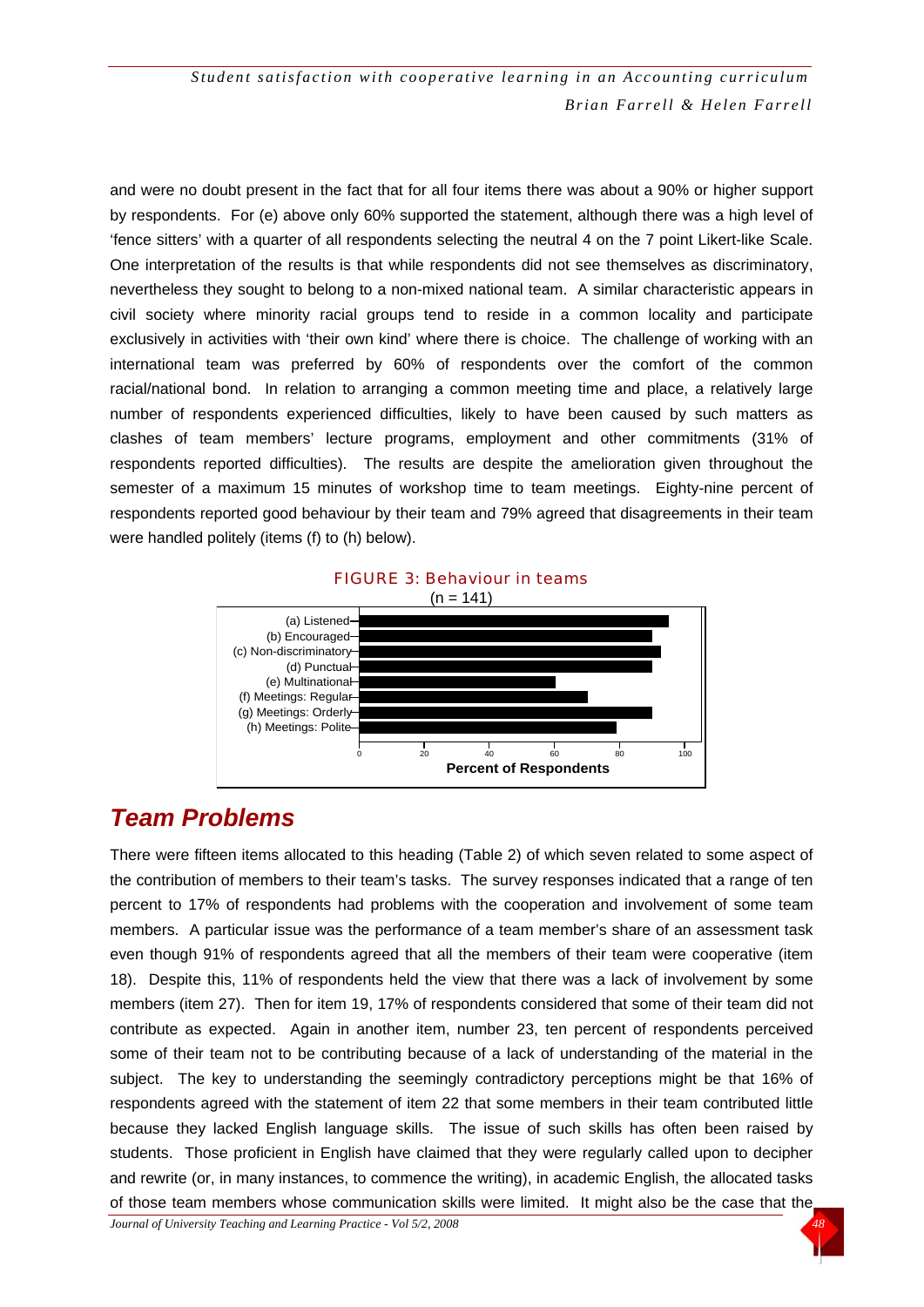and were no doubt present in the fact that for all four items there was about a 90% or higher support by respondents. For (e) above only 60% supported the statement, although there was a high level of 'fence sitters' with a quarter of all respondents selecting the neutral 4 on the 7 point Likert-like Scale. One interpretation of the results is that while respondents did not see themselves as discriminatory, nevertheless they sought to belong to a non-mixed national team. A similar characteristic appears in civil society where minority racial groups tend to reside in a common locality and participate exclusively in activities with 'their own kind' where there is choice. The challenge of working with an international team was preferred by 60% of respondents over the comfort of the common racial/national bond. In relation to arranging a common meeting time and place, a relatively large number of respondents experienced difficulties, likely to have been caused by such matters as clashes of team members' lecture programs, employment and other commitments (31% of respondents reported difficulties). The results are despite the amelioration given throughout the semester of a maximum 15 minutes of workshop time to team meetings. Eighty-nine percent of respondents reported good behaviour by their team and 79% agreed that disagreements in their team were handled politely (items (f) to (h) below).

FIGURE 3: Behaviour in teams
(n = 141)

| Item | Percent of Respondents (approx.) |
|---|---|
| (a) Listened | 95 |
| (b) Encouraged | 90 |
| (c) Non-discriminatory | 92 |
| (d) Punctual | 90 |
| (e) Multinational | 60 |
| (f) Meetings: Regular | 70 |
| (g) Meetings: Orderly | 90 |
| (h) Meetings: Polite | 79 |

## Team Problems

There were fifteen items allocated to this heading (Table 2) of which seven related to some aspect of the contribution of members to their team's tasks. The survey responses indicated that a range of ten percent to 17% of respondents had problems with the cooperation and involvement of some team members. A particular issue was the performance of a team member's share of an assessment task even though 91% of respondents agreed that all the members of their team were cooperative (item 18). Despite this, 11% of respondents held the view that there was a lack of involvement by some members (item 27). Then for item 19, 17% of respondents considered that some of their team did not contribute as expected. Again in another item, number 23, ten percent of respondents perceived some of their team not to be contributing because of a lack of understanding of the material in the subject. The key to understanding the seemingly contradictory perceptions might be that 16% of respondents agreed with the statement of item 22 that some members in their team contributed little because they lacked English language skills. The issue of such skills has often been raised by students. Those proficient in English have claimed that they were regularly called upon to decipher and rewrite (or, in many instances, to commence the writing), in academic English, the allocated tasks of those team members whose communication skills were limited. It might also be the case that the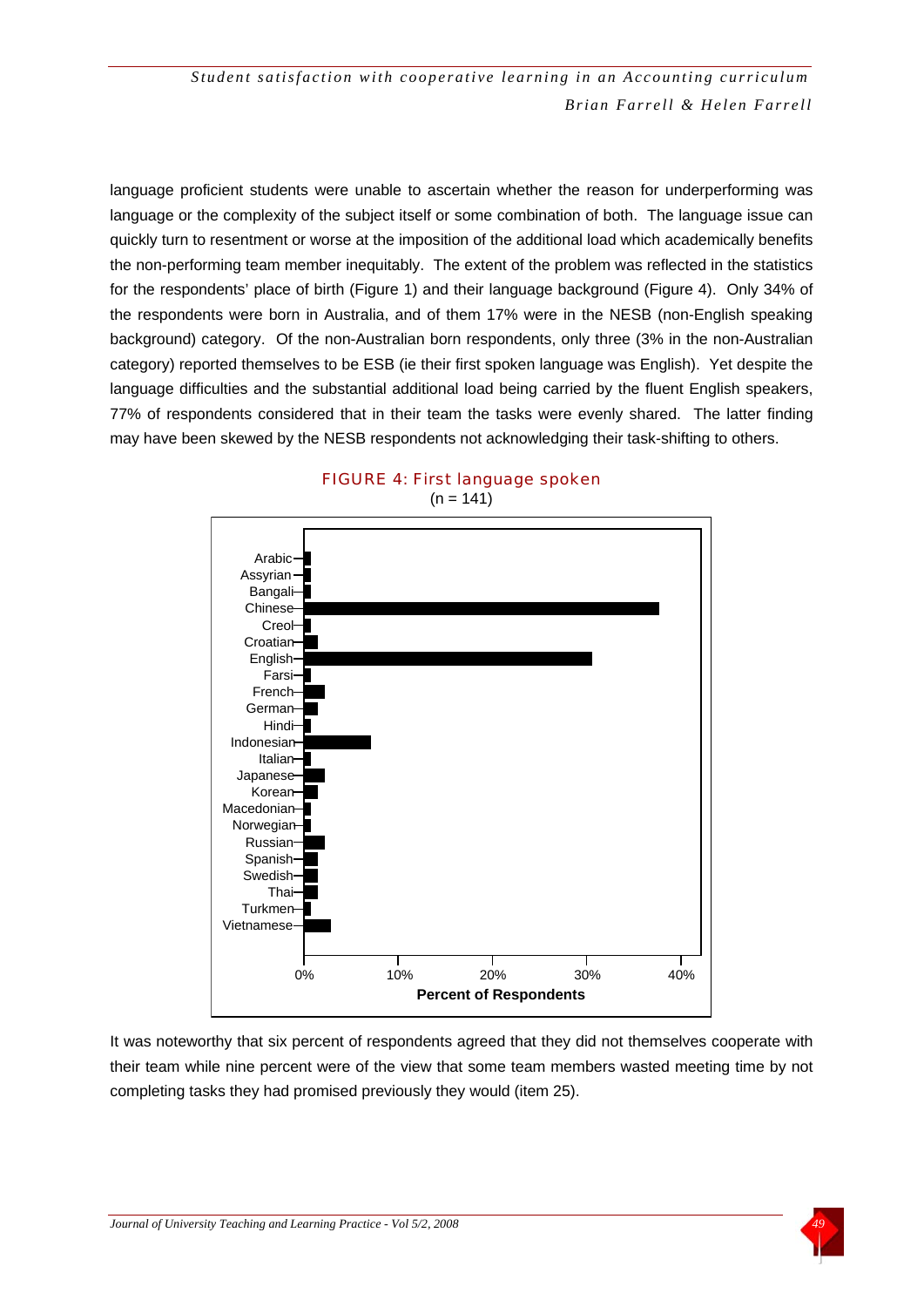language proficient students were unable to ascertain whether the reason for underperforming was language or the complexity of the subject itself or some combination of both. The language issue can quickly turn to resentment or worse at the imposition of the additional load which academically benefits the non-performing team member inequitably. The extent of the problem was reflected in the statistics for the respondents' place of birth (Figure 1) and their language background (Figure 4). Only 34% of the respondents were born in Australia, and of them 17% were in the NESB (non-English speaking background) category. Of the non-Australian born respondents, only three (3% in the non-Australian category) reported themselves to be ESB (ie their first spoken language was English). Yet despite the language difficulties and the substantial additional load being carried by the fluent English speakers, 77% of respondents considered that in their team the tasks were evenly shared. The latter finding may have been skewed by the NESB respondents not acknowledging their task-shifting to others.

FIGURE 4: First language spoken
(n = 141)

It was noteworthy that six percent of respondents agreed that they did not themselves cooperate with their team while nine percent were of the view that some team members wasted meeting time by not completing tasks they had promised previously they would (item 25).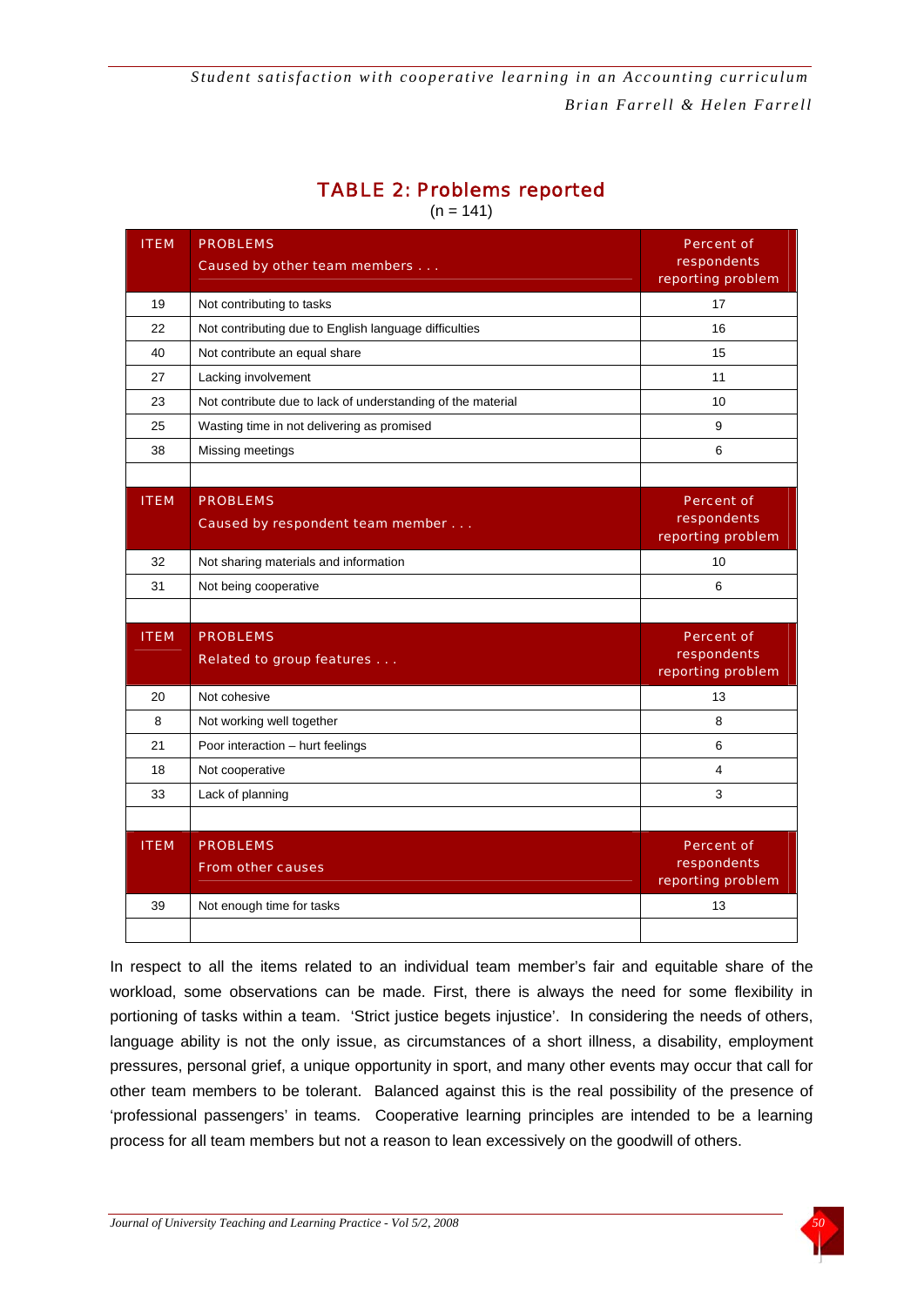## TABLE 2: Problems reported

(n = 141)

| ITEM | PROBLEMS Caused by other team members . . . | Percent of respondents reporting problem |
|---|---|---|
| 19 | Not contributing to tasks | 17 |
| 22 | Not contributing due to English language difficulties | 16 |
| 40 | Not contribute an equal share | 15 |
| 27 | Lacking involvement | 11 |
| 23 | Not contribute due to lack of understanding of the material | 10 |
| 25 | Wasting time in not delivering as promised | 9 |
| 38 | Missing meetings | 6 |
| | | |
| **ITEM** | **PROBLEMS Caused by respondent team member . . .** | **Percent of respondents reporting problem** |
| 32 | Not sharing materials and information | 10 |
| 31 | Not being cooperative | 6 |
| | | |
| **ITEM** | **PROBLEMS Related to group features . . .** | **Percent of respondents reporting problem** |
| 20 | Not cohesive | 13 |
| 8 | Not working well together | 8 |
| 21 | Poor interaction – hurt feelings | 6 |
| 18 | Not cooperative | 4 |
| 33 | Lack of planning | 3 |
| | | |
| **ITEM** | **PROBLEMS From other causes** | **Percent of respondents reporting problem** |
| 39 | Not enough time for tasks | 13 |

In respect to all the items related to an individual team member's fair and equitable share of the workload, some observations can be made. First, there is always the need for some flexibility in portioning of tasks within a team. 'Strict justice begets injustice'. In considering the needs of others, language ability is not the only issue, as circumstances of a short illness, a disability, employment pressures, personal grief, a unique opportunity in sport, and many other events may occur that call for other team members to be tolerant. Balanced against this is the real possibility of the presence of 'professional passengers' in teams. Cooperative learning principles are intended to be a learning process for all team members but not a reason to lean excessively on the goodwill of others.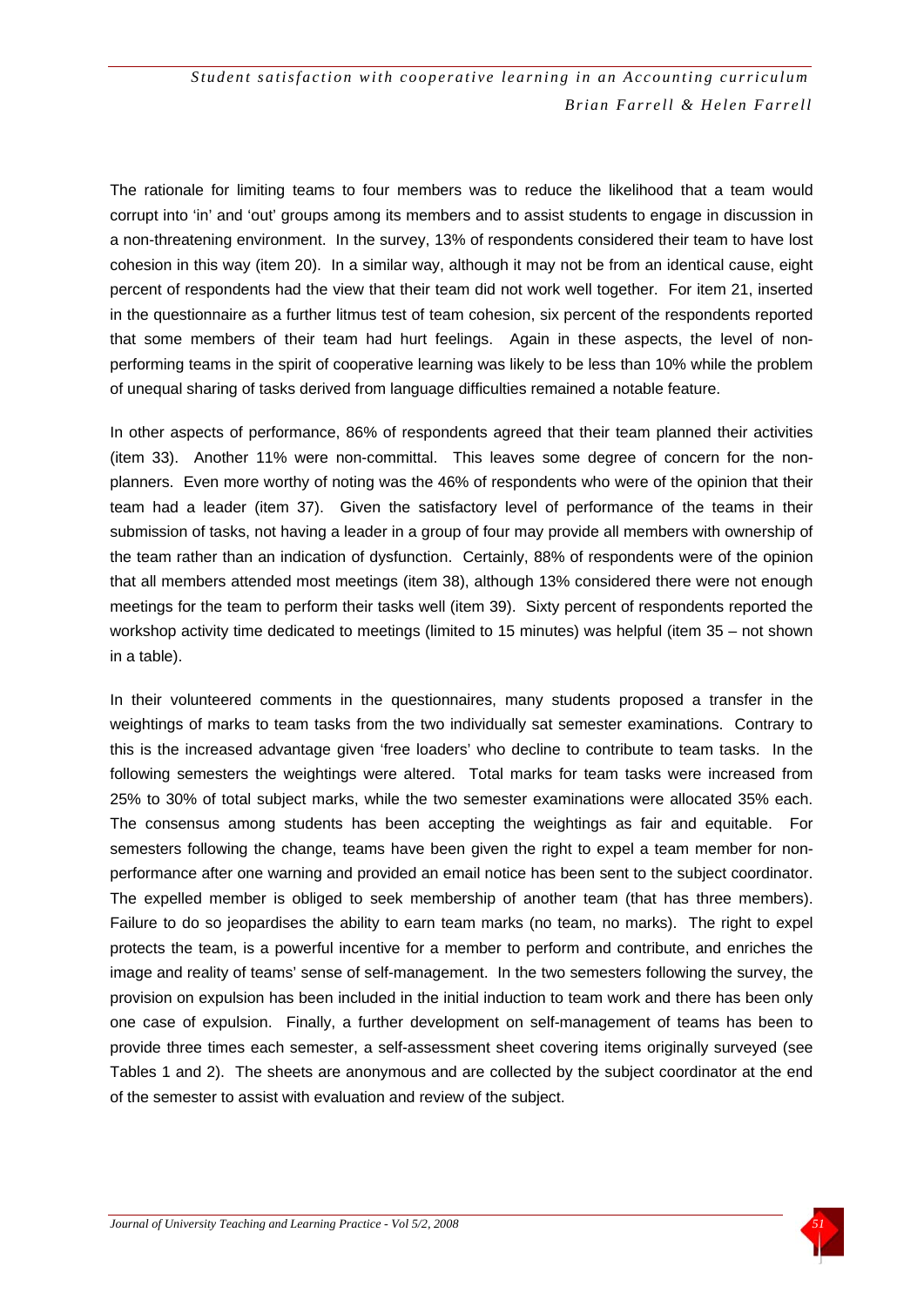The rationale for limiting teams to four members was to reduce the likelihood that a team would corrupt into 'in' and 'out' groups among its members and to assist students to engage in discussion in a non-threatening environment. In the survey, 13% of respondents considered their team to have lost cohesion in this way (item 20). In a similar way, although it may not be from an identical cause, eight percent of respondents had the view that their team did not work well together. For item 21, inserted in the questionnaire as a further litmus test of team cohesion, six percent of the respondents reported that some members of their team had hurt feelings. Again in these aspects, the level of non-performing teams in the spirit of cooperative learning was likely to be less than 10% while the problem of unequal sharing of tasks derived from language difficulties remained a notable feature.

In other aspects of performance, 86% of respondents agreed that their team planned their activities (item 33). Another 11% were non-committal. This leaves some degree of concern for the non-planners. Even more worthy of noting was the 46% of respondents who were of the opinion that their team had a leader (item 37). Given the satisfactory level of performance of the teams in their submission of tasks, not having a leader in a group of four may provide all members with ownership of the team rather than an indication of dysfunction. Certainly, 88% of respondents were of the opinion that all members attended most meetings (item 38), although 13% considered there were not enough meetings for the team to perform their tasks well (item 39). Sixty percent of respondents reported the workshop activity time dedicated to meetings (limited to 15 minutes) was helpful (item 35 – not shown in a table).

In their volunteered comments in the questionnaires, many students proposed a transfer in the weightings of marks to team tasks from the two individually sat semester examinations. Contrary to this is the increased advantage given 'free loaders' who decline to contribute to team tasks. In the following semesters the weightings were altered. Total marks for team tasks were increased from 25% to 30% of total subject marks, while the two semester examinations were allocated 35% each. The consensus among students has been accepting the weightings as fair and equitable. For semesters following the change, teams have been given the right to expel a team member for non-performance after one warning and provided an email notice has been sent to the subject coordinator. The expelled member is obliged to seek membership of another team (that has three members). Failure to do so jeopardises the ability to earn team marks (no team, no marks). The right to expel protects the team, is a powerful incentive for a member to perform and contribute, and enriches the image and reality of teams' sense of self-management. In the two semesters following the survey, the provision on expulsion has been included in the initial induction to team work and there has been only one case of expulsion. Finally, a further development on self-management of teams has been to provide three times each semester, a self-assessment sheet covering items originally surveyed (see Tables 1 and 2). The sheets are anonymous and are collected by the subject coordinator at the end of the semester to assist with evaluation and review of the subject.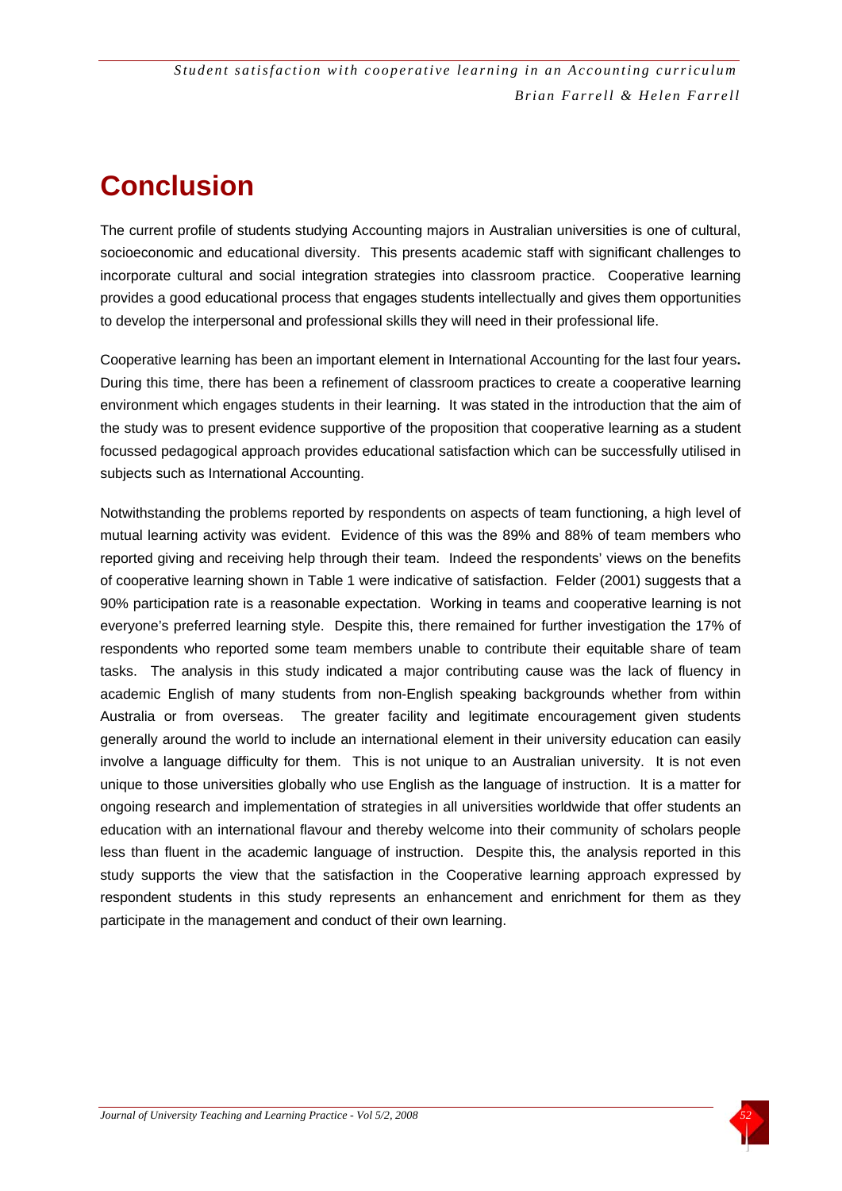# Conclusion

The current profile of students studying Accounting majors in Australian universities is one of cultural, socioeconomic and educational diversity. This presents academic staff with significant challenges to incorporate cultural and social integration strategies into classroom practice. Cooperative learning provides a good educational process that engages students intellectually and gives them opportunities to develop the interpersonal and professional skills they will need in their professional life.

Cooperative learning has been an important element in International Accounting for the last four years**.** During this time, there has been a refinement of classroom practices to create a cooperative learning environment which engages students in their learning. It was stated in the introduction that the aim of the study was to present evidence supportive of the proposition that cooperative learning as a student focussed pedagogical approach provides educational satisfaction which can be successfully utilised in subjects such as International Accounting.

Notwithstanding the problems reported by respondents on aspects of team functioning, a high level of mutual learning activity was evident. Evidence of this was the 89% and 88% of team members who reported giving and receiving help through their team. Indeed the respondents' views on the benefits of cooperative learning shown in Table 1 were indicative of satisfaction. Felder (2001) suggests that a 90% participation rate is a reasonable expectation. Working in teams and cooperative learning is not everyone's preferred learning style. Despite this, there remained for further investigation the 17% of respondents who reported some team members unable to contribute their equitable share of team tasks. The analysis in this study indicated a major contributing cause was the lack of fluency in academic English of many students from non-English speaking backgrounds whether from within Australia or from overseas. The greater facility and legitimate encouragement given students generally around the world to include an international element in their university education can easily involve a language difficulty for them. This is not unique to an Australian university. It is not even unique to those universities globally who use English as the language of instruction. It is a matter for ongoing research and implementation of strategies in all universities worldwide that offer students an education with an international flavour and thereby welcome into their community of scholars people less than fluent in the academic language of instruction. Despite this, the analysis reported in this study supports the view that the satisfaction in the Cooperative learning approach expressed by respondent students in this study represents an enhancement and enrichment for them as they participate in the management and conduct of their own learning.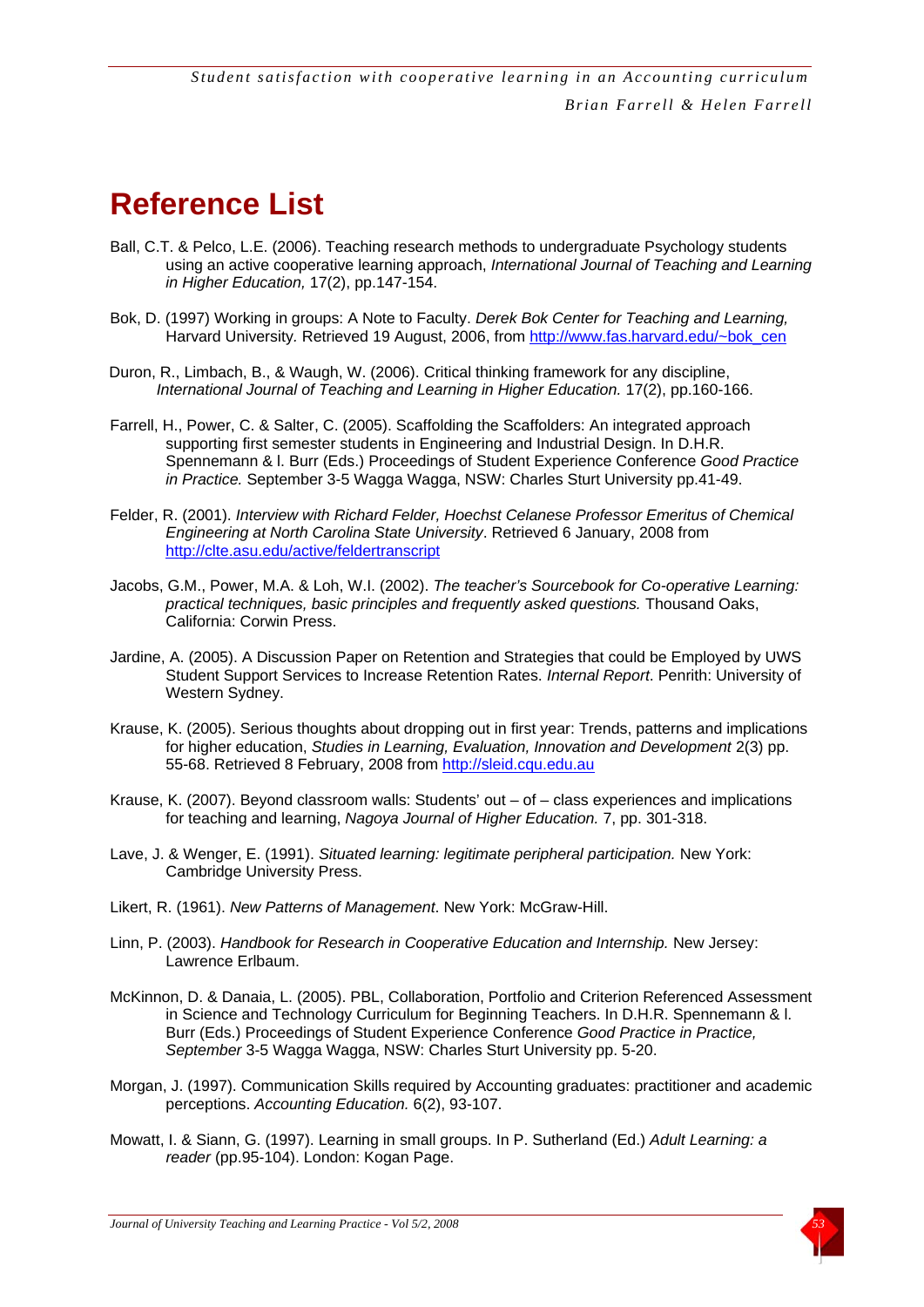# Reference List

Ball, C.T. & Pelco, L.E. (2006). Teaching research methods to undergraduate Psychology students using an active cooperative learning approach, *International Journal of Teaching and Learning in Higher Education,* 17(2), pp.147-154.

Bok, D. (1997) Working in groups: A Note to Faculty. *Derek Bok Center for Teaching and Learning,* Harvard University. Retrieved 19 August, 2006, from http://www.fas.harvard.edu/~bok_cen

Duron, R., Limbach, B., & Waugh, W. (2006). Critical thinking framework for any discipline, *International Journal of Teaching and Learning in Higher Education.* 17(2), pp.160-166.

Farrell, H., Power, C. & Salter, C. (2005). Scaffolding the Scaffolders: An integrated approach supporting first semester students in Engineering and Industrial Design. In D.H.R. Spennemann & l. Burr (Eds.) Proceedings of Student Experience Conference *Good Practice in Practice.* September 3-5 Wagga Wagga, NSW: Charles Sturt University pp.41-49.

Felder, R. (2001). *Interview with Richard Felder, Hoechst Celanese Professor Emeritus of Chemical Engineering at North Carolina State University*. Retrieved 6 January, 2008 from http://clte.asu.edu/active/feldertranscript

Jacobs, G.M., Power, M.A. & Loh, W.I. (2002). *The teacher's Sourcebook for Co-operative Learning: practical techniques, basic principles and frequently asked questions.* Thousand Oaks, California: Corwin Press.

Jardine, A. (2005). A Discussion Paper on Retention and Strategies that could be Employed by UWS Student Support Services to Increase Retention Rates. *Internal Report*. Penrith: University of Western Sydney.

Krause, K. (2005). Serious thoughts about dropping out in first year: Trends, patterns and implications for higher education, *Studies in Learning, Evaluation, Innovation and Development* 2(3) pp. 55-68. Retrieved 8 February, 2008 from http://sleid.cqu.edu.au

Krause, K. (2007). Beyond classroom walls: Students' out – of – class experiences and implications for teaching and learning, *Nagoya Journal of Higher Education.* 7, pp. 301-318.

Lave, J. & Wenger, E. (1991). *Situated learning: legitimate peripheral participation.* New York: Cambridge University Press.

Likert, R. (1961). *New Patterns of Management*. New York: McGraw-Hill.

Linn, P. (2003). *Handbook for Research in Cooperative Education and Internship.* New Jersey: Lawrence Erlbaum.

McKinnon, D. & Danaia, L. (2005). PBL, Collaboration, Portfolio and Criterion Referenced Assessment in Science and Technology Curriculum for Beginning Teachers. In D.H.R. Spennemann & l. Burr (Eds.) Proceedings of Student Experience Conference *Good Practice in Practice, September* 3-5 Wagga Wagga, NSW: Charles Sturt University pp. 5-20.

Morgan, J. (1997). Communication Skills required by Accounting graduates: practitioner and academic perceptions. *Accounting Education.* 6(2), 93-107.

Mowatt, I. & Siann, G. (1997). Learning in small groups. In P. Sutherland (Ed.) *Adult Learning: a reader* (pp.95-104). London: Kogan Page.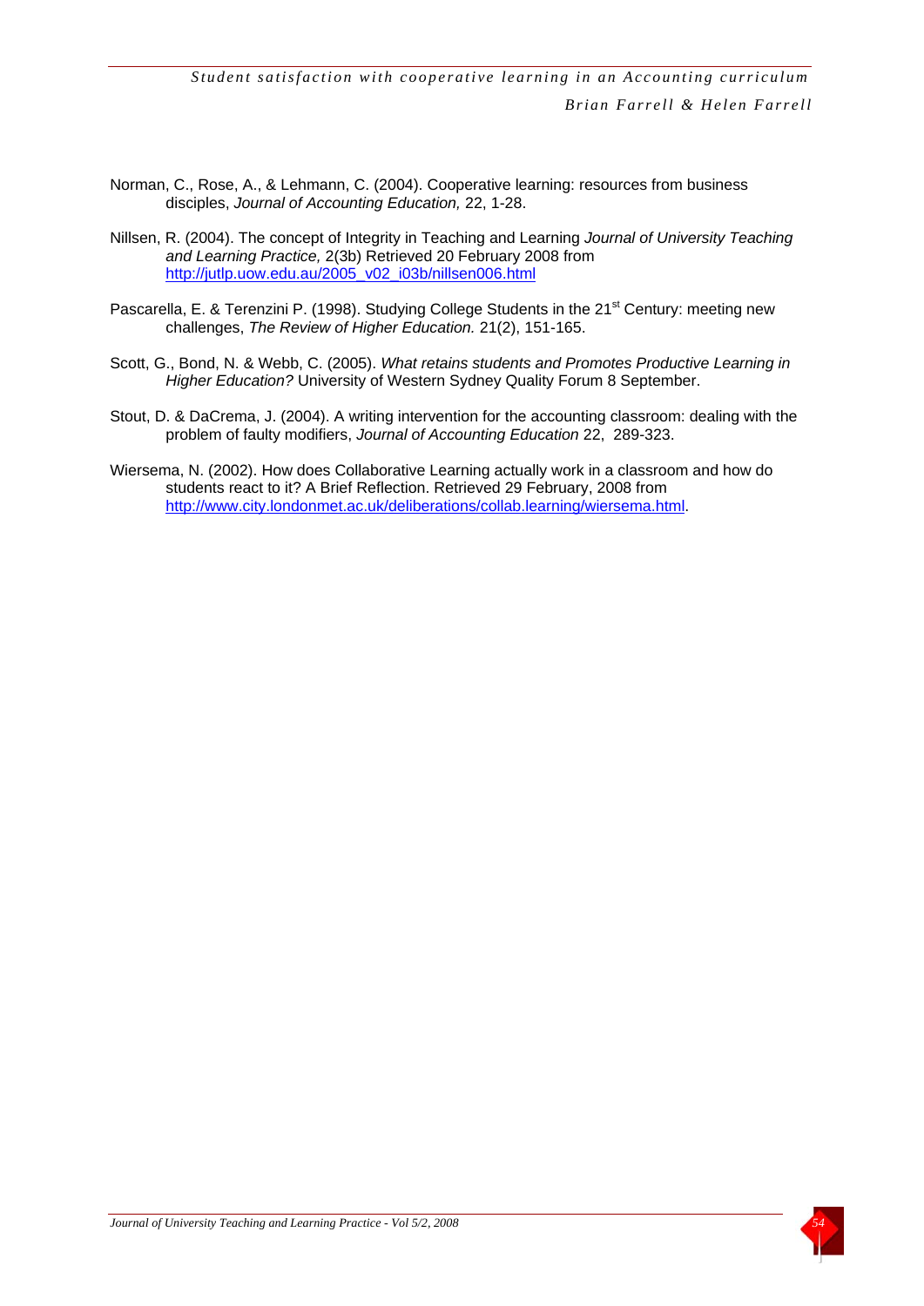Norman, C., Rose, A., & Lehmann, C. (2004). Cooperative learning: resources from business disciples, *Journal of Accounting Education,* 22, 1-28.

Nillsen, R. (2004). The concept of Integrity in Teaching and Learning *Journal of University Teaching and Learning Practice,* 2(3b) Retrieved 20 February 2008 from http://jutlp.uow.edu.au/2005_v02_i03b/nillsen006.html

Pascarella, E. & Terenzini P. (1998). Studying College Students in the 21st Century: meeting new challenges, *The Review of Higher Education.* 21(2), 151-165.

Scott, G., Bond, N. & Webb, C. (2005). *What retains students and Promotes Productive Learning in Higher Education?* University of Western Sydney Quality Forum 8 September.

Stout, D. & DaCrema, J. (2004). A writing intervention for the accounting classroom: dealing with the problem of faulty modifiers, *Journal of Accounting Education* 22, 289-323.

Wiersema, N. (2002). How does Collaborative Learning actually work in a classroom and how do students react to it? A Brief Reflection. Retrieved 29 February, 2008 from http://www.city.londonmet.ac.uk/deliberations/collab.learning/wiersema.html.